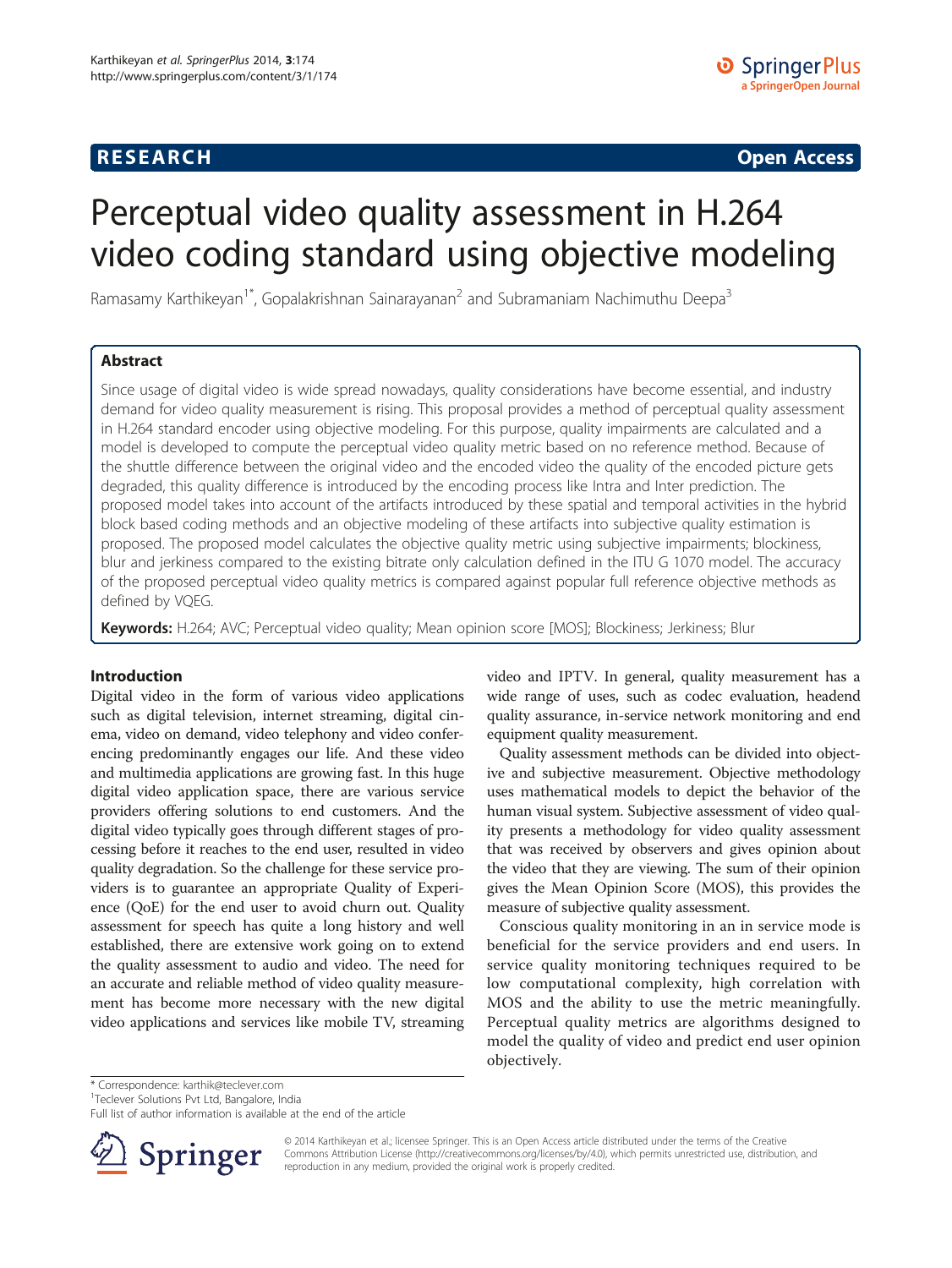RESEARCH Open Access

# Perceptual video quality assessment in H.264 video coding standard using objective modeling

Ramasamy Karthikeyan[1*], Gopalakrishnan Sainarayanan[2] and Subramaniam Nachimuthu Deepa[3]

## Abstract

Since usage of digital video is wide spread nowadays, quality considerations have become essential, and industry demand for video quality measurement is rising. This proposal provides a method of perceptual quality assessment in H.264 standard encoder using objective modeling. For this purpose, quality impairments are calculated and a model is developed to compute the perceptual video quality metric based on no reference method. Because of the shuttle difference between the original video and the encoded video the quality of the encoded picture gets degraded, this quality difference is introduced by the encoding process like Intra and Inter prediction. The proposed model takes into account of the artifacts introduced by these spatial and temporal activities in the hybrid block based coding methods and an objective modeling of these artifacts into subjective quality estimation is proposed. The proposed model calculates the objective quality metric using subjective impairments; blockiness, blur and jerkiness compared to the existing bitrate only calculation defined in the ITU G 1070 model. The accuracy of the proposed perceptual video quality metrics is compared against popular full reference objective methods as defined by VQEG.

**Keywords:** H.264; AVC; Perceptual video quality; Mean opinion score [MOS]; Blockiness; Jerkiness; Blur

## Introduction

Digital video in the form of various video applications such as digital television, internet streaming, digital cinema, video on demand, video telephony and video conferencing predominantly engages our life. And these video and multimedia applications are growing fast. In this huge digital video application space, there are various service providers offering solutions to end customers. And the digital video typically goes through different stages of processing before it reaches to the end user, resulted in video quality degradation. So the challenge for these service providers is to guarantee an appropriate Quality of Experience (QoE) for the end user to avoid churn out. Quality assessment for speech has quite a long history and well established, there are extensive work going on to extend the quality assessment to audio and video. The need for an accurate and reliable method of video quality measurement has become more necessary with the new digital video applications and services like mobile TV, streaming video and IPTV. In general, quality measurement has a wide range of uses, such as codec evaluation, headend quality assurance, in-service network monitoring and end equipment quality measurement.

Quality assessment methods can be divided into objective and subjective measurement. Objective methodology uses mathematical models to depict the behavior of the human visual system. Subjective assessment of video quality presents a methodology for video quality assessment that was received by observers and gives opinion about the video that they are viewing. The sum of their opinion gives the Mean Opinion Score (MOS), this provides the measure of subjective quality assessment.

Conscious quality monitoring in an in service mode is beneficial for the service providers and end users. In service quality monitoring techniques required to be low computational complexity, high correlation with MOS and the ability to use the metric meaningfully. Perceptual quality metrics are algorithms designed to model the quality of video and predict end user opinion objectively.

\* Correspondence: karthik@teclever.com
[1]Teclever Solutions Pvt Ltd, Bangalore, India
Full list of author information is available at the end of the article

© 2014 Karthikeyan et al.; licensee Springer. This is an Open Access article distributed under the terms of the Creative Commons Attribution License (http://creativecommons.org/licenses/by/4.0), which permits unrestricted use, distribution, and reproduction in any medium, provided the original work is properly credited.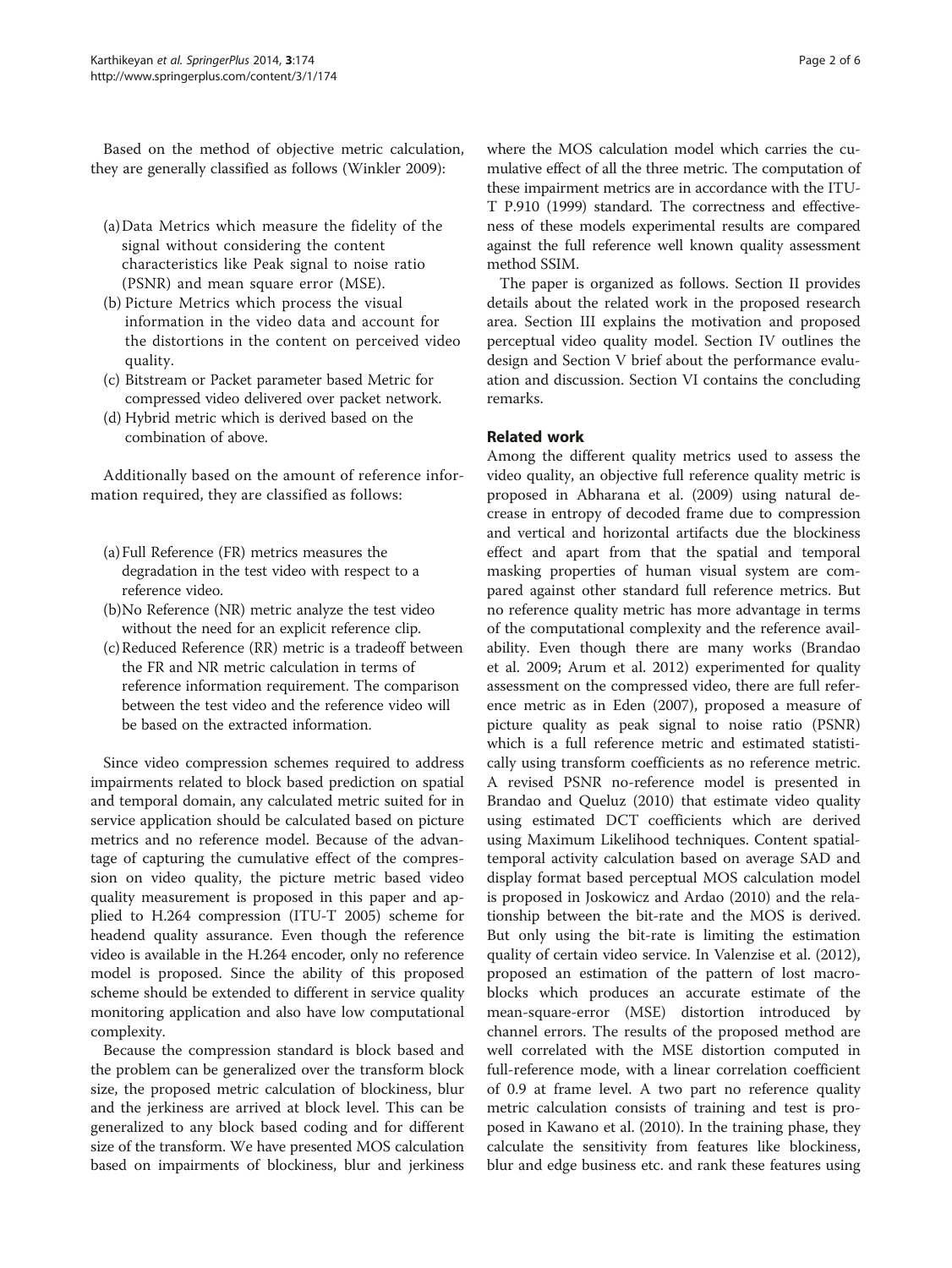Based on the method of objective metric calculation, they are generally classified as follows (Winkler 2009):

(a) Data Metrics which measure the fidelity of the signal without considering the content characteristics like Peak signal to noise ratio (PSNR) and mean square error (MSE).
(b) Picture Metrics which process the visual information in the video data and account for the distortions in the content on perceived video quality.
(c) Bitstream or Packet parameter based Metric for compressed video delivered over packet network.
(d) Hybrid metric which is derived based on the combination of above.

Additionally based on the amount of reference information required, they are classified as follows:

(a) Full Reference (FR) metrics measures the degradation in the test video with respect to a reference video.
(b) No Reference (NR) metric analyze the test video without the need for an explicit reference clip.
(c) Reduced Reference (RR) metric is a tradeoff between the FR and NR metric calculation in terms of reference information requirement. The comparison between the test video and the reference video will be based on the extracted information.

Since video compression schemes required to address impairments related to block based prediction on spatial and temporal domain, any calculated metric suited for in service application should be calculated based on picture metrics and no reference model. Because of the advantage of capturing the cumulative effect of the compression on video quality, the picture metric based video quality measurement is proposed in this paper and applied to H.264 compression (ITU-T 2005) scheme for headend quality assurance. Even though the reference video is available in the H.264 encoder, only no reference model is proposed. Since the ability of this proposed scheme should be extended to different in service quality monitoring application and also have low computational complexity.

Because the compression standard is block based and the problem can be generalized over the transform block size, the proposed metric calculation of blockiness, blur and the jerkiness are arrived at block level. This can be generalized to any block based coding and for different size of the transform. We have presented MOS calculation based on impairments of blockiness, blur and jerkiness where the MOS calculation model which carries the cumulative effect of all the three metric. The computation of these impairment metrics are in accordance with the ITU-T P.910 (1999) standard. The correctness and effectiveness of these models experimental results are compared against the full reference well known quality assessment method SSIM.

The paper is organized as follows. Section II provides details about the related work in the proposed research area. Section III explains the motivation and proposed perceptual video quality model. Section IV outlines the design and Section V brief about the performance evaluation and discussion. Section VI contains the concluding remarks.

## Related work

Among the different quality metrics used to assess the video quality, an objective full reference quality metric is proposed in Abharana et al. (2009) using natural decrease in entropy of decoded frame due to compression and vertical and horizontal artifacts due the blockiness effect and apart from that the spatial and temporal masking properties of human visual system are compared against other standard full reference metrics. But no reference quality metric has more advantage in terms of the computational complexity and the reference availability. Even though there are many works (Brandao et al. 2009; Arum et al. 2012) experimented for quality assessment on the compressed video, there are full reference metric as in Eden (2007), proposed a measure of picture quality as peak signal to noise ratio (PSNR) which is a full reference metric and estimated statistically using transform coefficients as no reference metric. A revised PSNR no-reference model is presented in Brandao and Queluz (2010) that estimate video quality using estimated DCT coefficients which are derived using Maximum Likelihood techniques. Content spatial-temporal activity calculation based on average SAD and display format based perceptual MOS calculation model is proposed in Joskowicz and Ardao (2010) and the relationship between the bit-rate and the MOS is derived. But only using the bit-rate is limiting the estimation quality of certain video service. In Valenzise et al. (2012), proposed an estimation of the pattern of lost macroblocks which produces an accurate estimate of the mean-square-error (MSE) distortion introduced by channel errors. The results of the proposed method are well correlated with the MSE distortion computed in full-reference mode, with a linear correlation coefficient of 0.9 at frame level. A two part no reference quality metric calculation consists of training and test is proposed in Kawano et al. (2010). In the training phase, they calculate the sensitivity from features like blockiness, blur and edge business etc. and rank these features using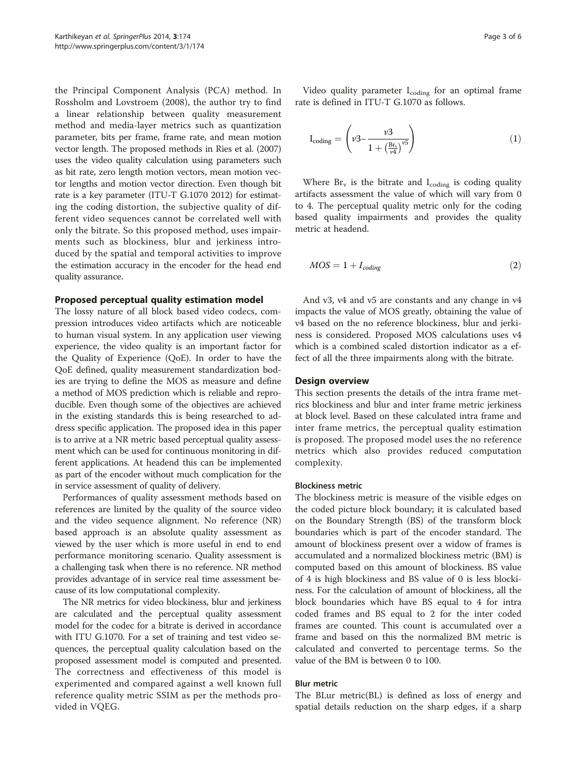the Principal Component Analysis (PCA) method. In Rossholm and Lovstroem (2008), the author try to find a linear relationship between quality measurement method and media-layer metrics such as quantization parameter, bits per frame, frame rate, and mean motion vector length. The proposed methods in Ries et al. (2007) uses the video quality calculation using parameters such as bit rate, zero length motion vectors, mean motion vector lengths and motion vector direction. Even though bit rate is a key parameter (ITU-T G.1070 2012) for estimating the coding distortion, the subjective quality of different video sequences cannot be correlated well with only the bitrate. So this proposed method, uses impairments such as blockiness, blur and jerkiness introduced by the spatial and temporal activities to improve the estimation accuracy in the encoder for the head end quality assurance.

## Proposed perceptual quality estimation model

The lossy nature of all block based video codecs, compression introduces video artifacts which are noticeable to human visual system. In any application user viewing experience, the video quality is an important factor for the Quality of Experience (QoE). In order to have the QoE defined, quality measurement standardization bodies are trying to define the MOS as measure and define a method of MOS prediction which is reliable and reproducible. Even though some of the objectives are achieved in the existing standards this is being researched to address specific application. The proposed idea in this paper is to arrive at a NR metric based perceptual quality assessment which can be used for continuous monitoring in different applications. At headend this can be implemented as part of the encoder without much complication for the in service assessment of quality of delivery.

Performances of quality assessment methods based on references are limited by the quality of the source video and the video sequence alignment. No reference (NR) based approach is an absolute quality assessment as viewed by the user which is more useful in end to end performance monitoring scenario. Quality assessment is a challenging task when there is no reference. NR method provides advantage of in service real time assessment because of its low computational complexity.

The NR metrics for video blockiness, blur and jerkiness are calculated and the perceptual quality assessment model for the codec for a bitrate is derived in accordance with ITU G.1070. For a set of training and test video sequences, the perceptual quality calculation based on the proposed assessment model is computed and presented. The correctness and effectiveness of this model is experimented and compared against a well known full reference quality metric SSIM as per the methods provided in VQEG.

Video quality parameter $I_{coding}$ for an optimal frame rate is defined in ITU-T G.1070 as follows.

$$I_{coding} = \left( v3 - \frac{v3}{1 + \left(\frac{Br_v}{v4}\right)^{v5}} \right) \tag{1}$$

Where $Br_v$ is the bitrate and $I_{coding}$ is coding quality artifacts assessment the value of which will vary from 0 to 4. The perceptual quality metric only for the coding based quality impairments and provides the quality metric at headend.

$$MOS = 1 + I_{coding} \tag{2}$$

And v3, v4 and v5 are constants and any change in v4 impacts the value of MOS greatly, obtaining the value of v4 based on the no reference blockiness, blur and jerkiness is considered. Proposed MOS calculations uses v4 which is a combined scaled distortion indicator as a effect of all the three impairments along with the bitrate.

## Design overview

This section presents the details of the intra frame metrics blockiness and blur and inter frame metric jerkiness at block level. Based on these calculated intra frame and inter frame metrics, the perceptual quality estimation is proposed. The proposed model uses the no reference metrics which also provides reduced computation complexity.

### Blockiness metric

The blockiness metric is measure of the visible edges on the coded picture block boundary; it is calculated based on the Boundary Strength (BS) of the transform block boundaries which is part of the encoder standard. The amount of blockiness present over a widow of frames is accumulated and a normalized blockiness metric (BM) is computed based on this amount of blockiness. BS value of 4 is high blockiness and BS value of 0 is less blockiness. For the calculation of amount of blockiness, all the block boundaries which have BS equal to 4 for intra coded frames and BS equal to 2 for the inter coded frames are counted. This count is accumulated over a frame and based on this the normalized BM metric is calculated and converted to percentage terms. So the value of the BM is between 0 to 100.

### Blur metric

The BLur metric(BL) is defined as loss of energy and spatial details reduction on the sharp edges, if a sharp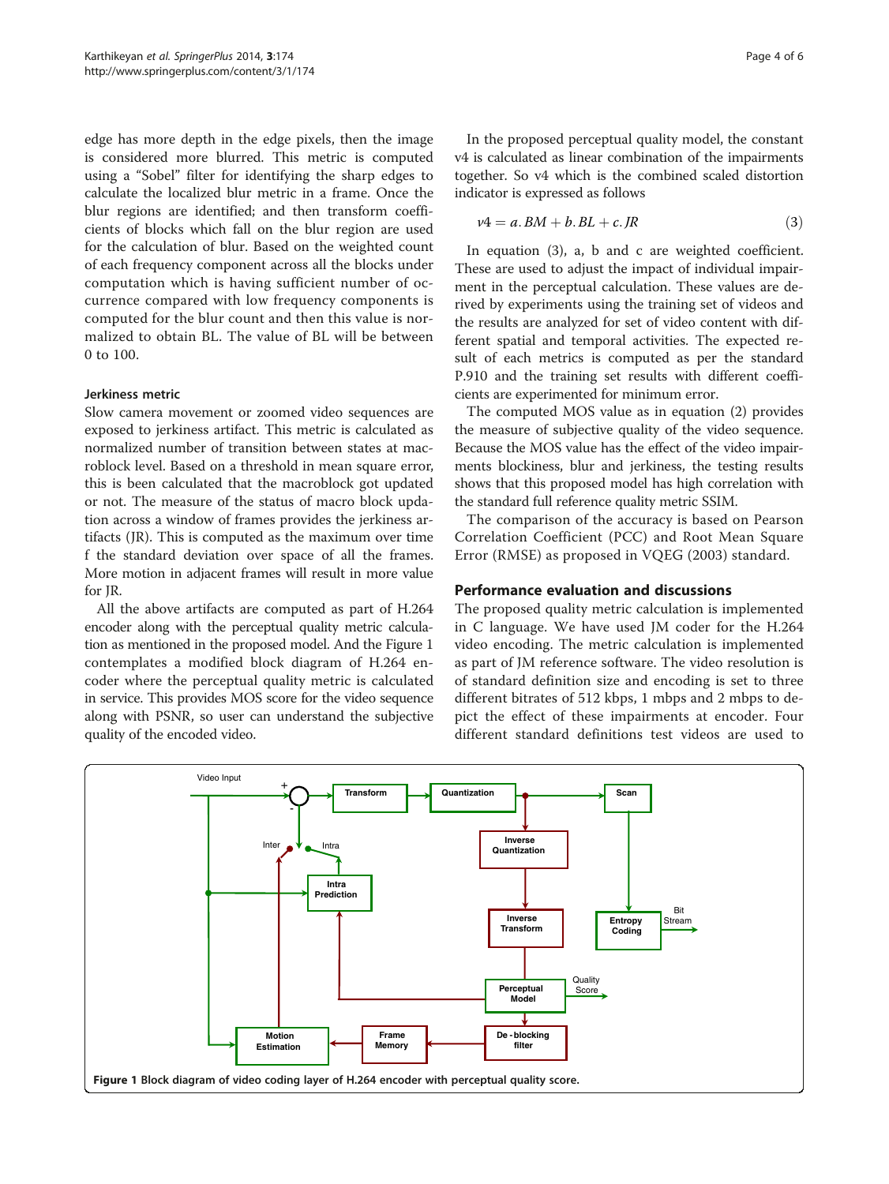edge has more depth in the edge pixels, then the image is considered more blurred. This metric is computed using a "Sobel" filter for identifying the sharp edges to calculate the localized blur metric in a frame. Once the blur regions are identified; and then transform coefficients of blocks which fall on the blur region are used for the calculation of blur. Based on the weighted count of each frequency component across all the blocks under computation which is having sufficient number of occurrence compared with low frequency components is computed for the blur count and then this value is normalized to obtain BL. The value of BL will be between 0 to 100.

#### Jerkiness metric

Slow camera movement or zoomed video sequences are exposed to jerkiness artifact. This metric is calculated as normalized number of transition between states at macroblock level. Based on a threshold in mean square error, this is been calculated that the macroblock got updated or not. The measure of the status of macro block updation across a window of frames provides the jerkiness artifacts (JR). This is computed as the maximum over time f the standard deviation over space of all the frames. More motion in adjacent frames will result in more value for JR.

All the above artifacts are computed as part of H.264 encoder along with the perceptual quality metric calculation as mentioned in the proposed model. And the Figure 1 contemplates a modified block diagram of H.264 encoder where the perceptual quality metric is calculated in service. This provides MOS score for the video sequence along with PSNR, so user can understand the subjective quality of the encoded video.

In the proposed perceptual quality model, the constant v4 is calculated as linear combination of the impairments together. So v4 which is the combined scaled distortion indicator is expressed as follows

$$v4 = a.BM + b.BL + c.JR \tag{3}$$

In equation (3), a, b and c are weighted coefficient. These are used to adjust the impact of individual impairment in the perceptual calculation. These values are derived by experiments using the training set of videos and the results are analyzed for set of video content with different spatial and temporal activities. The expected result of each metrics is computed as per the standard P.910 and the training set results with different coefficients are experimented for minimum error.

The computed MOS value as in equation (2) provides the measure of subjective quality of the video sequence. Because the MOS value has the effect of the video impairments blockiness, blur and jerkiness, the testing results shows that this proposed model has high correlation with the standard full reference quality metric SSIM.

The comparison of the accuracy is based on Pearson Correlation Coefficient (PCC) and Root Mean Square Error (RMSE) as proposed in VQEG (2003) standard.

## Performance evaluation and discussions

The proposed quality metric calculation is implemented in C language. We have used JM coder for the H.264 video encoding. The metric calculation is implemented as part of JM reference software. The video resolution is of standard definition size and encoding is set to three different bitrates of 512 kbps, 1 mbps and 2 mbps to depict the effect of these impairments at encoder. Four different standard definitions test videos are used to

**Figure 1 Block diagram of video coding layer of H.264 encoder with perceptual quality score.**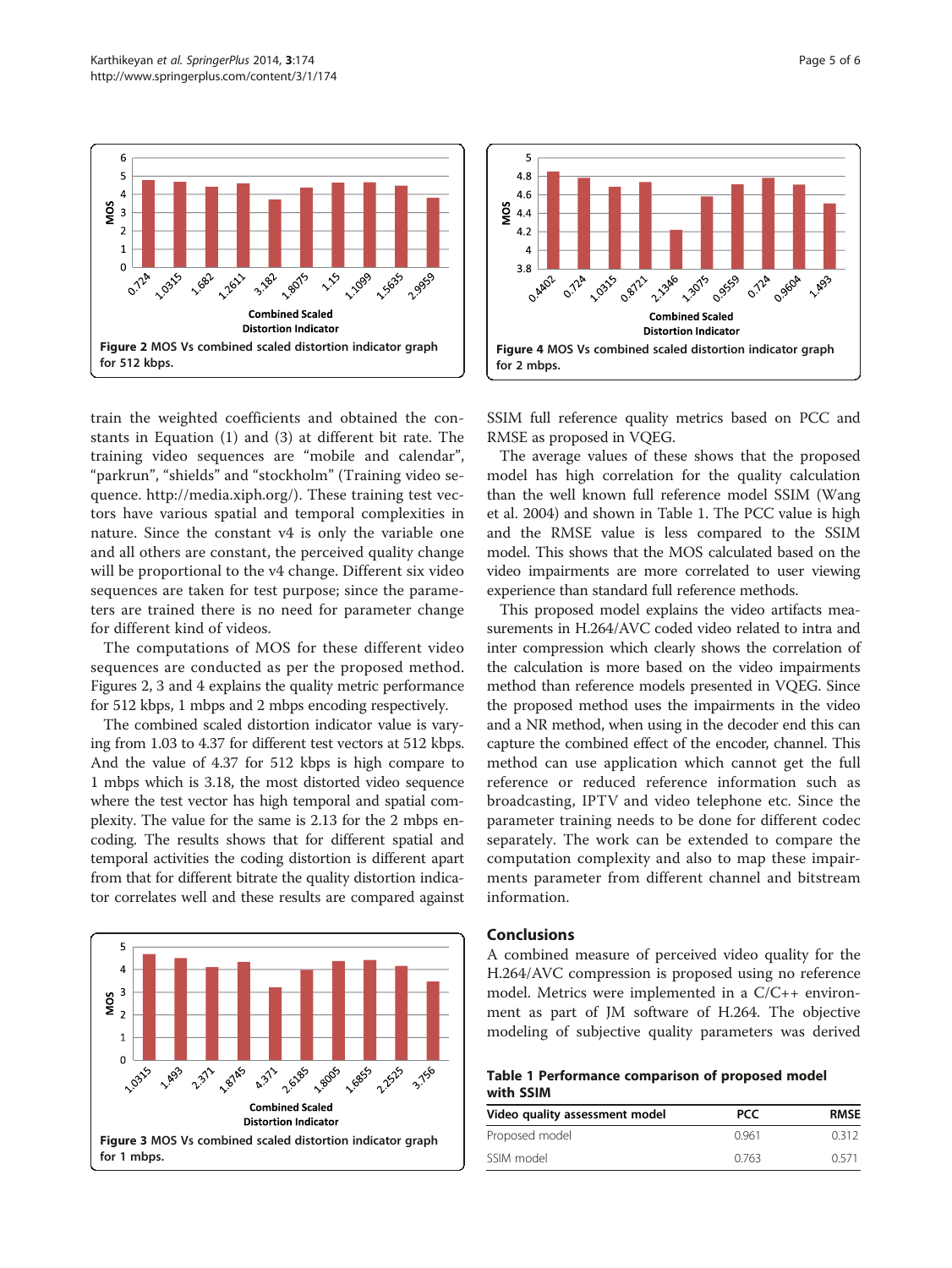Figure 2 MOS Vs combined scaled distortion indicator graph for 512 kbps.

Figure 4 MOS Vs combined scaled distortion indicator graph for 2 mbps.

train the weighted coefficients and obtained the constants in Equation (1) and (3) at different bit rate. The training video sequences are "mobile and calendar", "parkrun", "shields" and "stockholm" (Training video sequence. http://media.xiph.org/). These training test vectors have various spatial and temporal complexities in nature. Since the constant v4 is only the variable one and all others are constant, the perceived quality change will be proportional to the v4 change. Different six video sequences are taken for test purpose; since the parameters are trained there is no need for parameter change for different kind of videos.

The computations of MOS for these different video sequences are conducted as per the proposed method. Figures 2, 3 and 4 explains the quality metric performance for 512 kbps, 1 mbps and 2 mbps encoding respectively.

The combined scaled distortion indicator value is varying from 1.03 to 4.37 for different test vectors at 512 kbps. And the value of 4.37 for 512 kbps is high compare to 1 mbps which is 3.18, the most distorted video sequence where the test vector has high temporal and spatial complexity. The value for the same is 2.13 for the 2 mbps encoding. The results shows that for different spatial and temporal activities the coding distortion is different apart from that for different bitrate the quality distortion indicator correlates well and these results are compared against SSIM full reference quality metrics based on PCC and RMSE as proposed in VQEG.

The average values of these shows that the proposed model has high correlation for the quality calculation than the well known full reference model SSIM (Wang et al. 2004) and shown in Table 1. The PCC value is high and the RMSE value is less compared to the SSIM model. This shows that the MOS calculated based on the video impairments are more correlated to user viewing experience than standard full reference methods.

This proposed model explains the video artifacts measurements in H.264/AVC coded video related to intra and inter compression which clearly shows the correlation of the calculation is more based on the video impairments method than reference models presented in VQEG. Since the proposed method uses the impairments in the video and a NR method, when using in the decoder end this can capture the combined effect of the encoder, channel. This method can use application which cannot get the full reference or reduced reference information such as broadcasting, IPTV and video telephone etc. Since the parameter training needs to be done for different codec separately. The work can be extended to compare the computation complexity and also to map these impairments parameter from different channel and bitstream information.

Figure 3 MOS Vs combined scaled distortion indicator graph for 1 mbps.

## Conclusions

A combined measure of perceived video quality for the H.264/AVC compression is proposed using no reference model. Metrics were implemented in a C/C++ environment as part of JM software of H.264. The objective modeling of subjective quality parameters was derived

**Table 1 Performance comparison of proposed model with SSIM**

| Video quality assessment model | PCC | RMSE |
|---|---|---|
| Proposed model | 0.961 | 0.312 |
| SSIM model | 0.763 | 0.571 |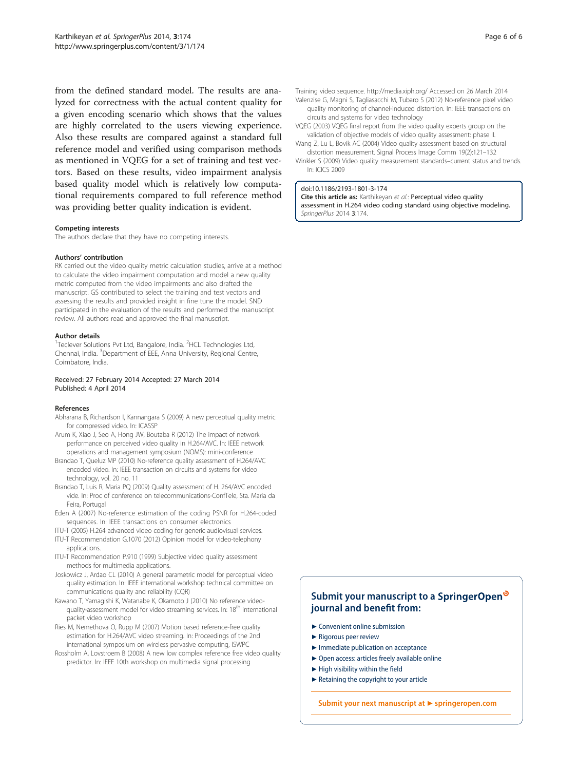from the defined standard model. The results are analyzed for correctness with the actual content quality for a given encoding scenario which shows that the values are highly correlated to the users viewing experience. Also these results are compared against a standard full reference model and verified using comparison methods as mentioned in VQEG for a set of training and test vectors. Based on these results, video impairment analysis based quality model which is relatively low computational requirements compared to full reference method was providing better quality indication is evident.

### Competing interests
The authors declare that they have no competing interests.

### Authors' contribution
RK carried out the video quality metric calculation studies, arrive at a method to calculate the video impairment computation and model a new quality metric computed from the video impairments and also drafted the manuscript. GS contributed to select the training and test vectors and assessing the results and provided insight in fine tune the model. SND participated in the evaluation of the results and performed the manuscript review. All authors read and approved the final manuscript.

### Author details
[1]Teclever Solutions Pvt Ltd, Bangalore, India. [2]HCL Technologies Ltd, Chennai, India. [3]Department of EEE, Anna University, Regional Centre, Coimbatore, India.

Received: 27 February 2014 Accepted: 27 March 2014
Published: 4 April 2014

### References

- Abharana B, Richardson I, Kannangara S (2009) A new perceptual quality metric for compressed video. In: ICASSP
- Arum K, Xiao J, Seo A, Hong JW, Boutaba R (2012) The impact of network performance on perceived video quality in H.264/AVC. In: IEEE network operations and management symposium (NOMS): mini-conference
- Brandao T, Queluz MP (2010) No-reference quality assessment of H.264/AVC encoded video. In: IEEE transaction on circuits and systems for video technology, vol. 20 no. 11
- Brandao T, Luis R, Maria PQ (2009) Quality assessment of H. 264/AVC encoded vide. In: Proc of conference on telecommunications-ConfTele, Sta. Maria da Feira, Portugal
- Eden A (2007) No-reference estimation of the coding PSNR for H.264-coded sequences. In: IEEE transactions on consumer electronics
- ITU-T (2005) H.264 advanced video coding for generic audiovisual services.
- ITU-T Recommendation G.1070 (2012) Opinion model for video-telephony applications.
- ITU-T Recommendation P.910 (1999) Subjective video quality assessment methods for multimedia applications.
- Joskowicz J, Ardao CL (2010) A general parametric model for perceptual video quality estimation. In: IEEE international workshop technical committee on communications quality and reliability (CQR)
- Kawano T, Yamagishi K, Watanabe K, Okamoto J (2010) No reference video-quality-assessment model for video streaming services. In: 18th international packet video workshop
- Ries M, Nemethova O, Rupp M (2007) Motion based reference-free quality estimation for H.264/AVC video streaming. In: Proceedings of the 2nd international symposium on wireless pervasive computing, ISWPC
- Rossholm A, Lovstroem B (2008) A new low complex reference free video quality predictor. In: IEEE 10th workshop on multimedia signal processing
- Training video sequence. http://media.xiph.org/ Accessed on 26 March 2014
- Valenzise G, Magni S, Tagliasacchi M, Tubaro S (2012) No-reference pixel video quality monitoring of channel-induced distortion. In: IEEE transactions on circuits and systems for video technology
- VQEG (2003) VQEG final report from the video quality experts group on the validation of objective models of video quality assessment: phase II.
- Wang Z, Lu L, Bovik AC (2004) Video quality assessment based on structural distortion measurement. Signal Process Image Comm 19(2):121–132
- Winkler S (2009) Video quality measurement standards–current status and trends. In: ICICS 2009

doi:10.1186/2193-1801-3-174
**Cite this article as:** Karthikeyan *et al.*: Perceptual video quality assessment in H.264 video coding standard using objective modeling. *SpringerPlus* 2014 **3**:174.

**Submit your manuscript to a SpringerOpen journal and benefit from:**

- Convenient online submission
- Rigorous peer review
- Immediate publication on acceptance
- Open access: articles freely available online
- High visibility within the field
- Retaining the copyright to your article

**Submit your next manuscript at ► springeropen.com**